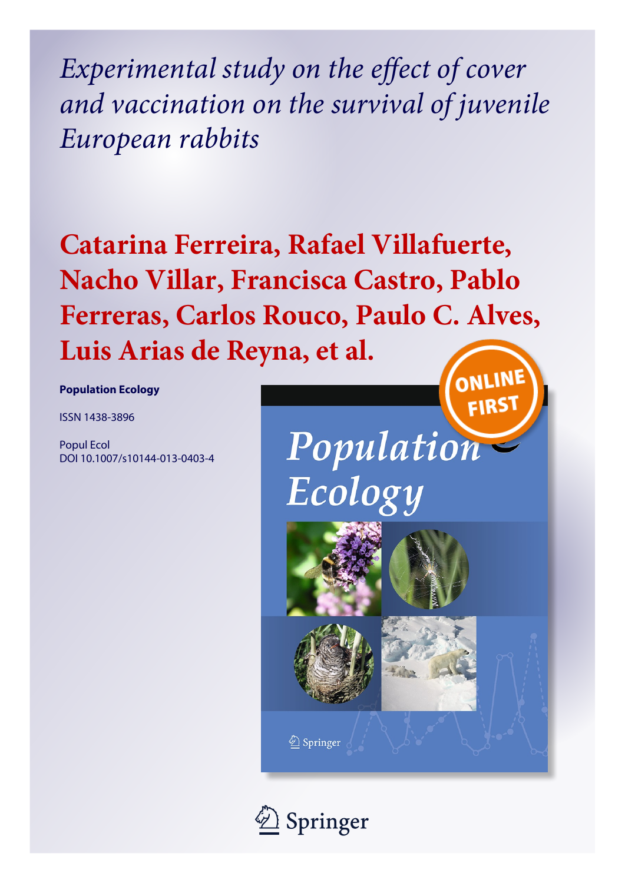*Experimental study on the effect of cover and vaccination on the survival of juvenile European rabbits*

**Catarina Ferreira, Rafael Villafuerte, Nacho Villar, Francisca Castro, Pablo Ferreras, Carlos Rouco, Paulo C. Alves, Luis Arias de Reyna, et al.**

**Population Ecology**

ISSN 1438-3896

Popul Ecol
DOI 10.1007/s10144-013-0403-4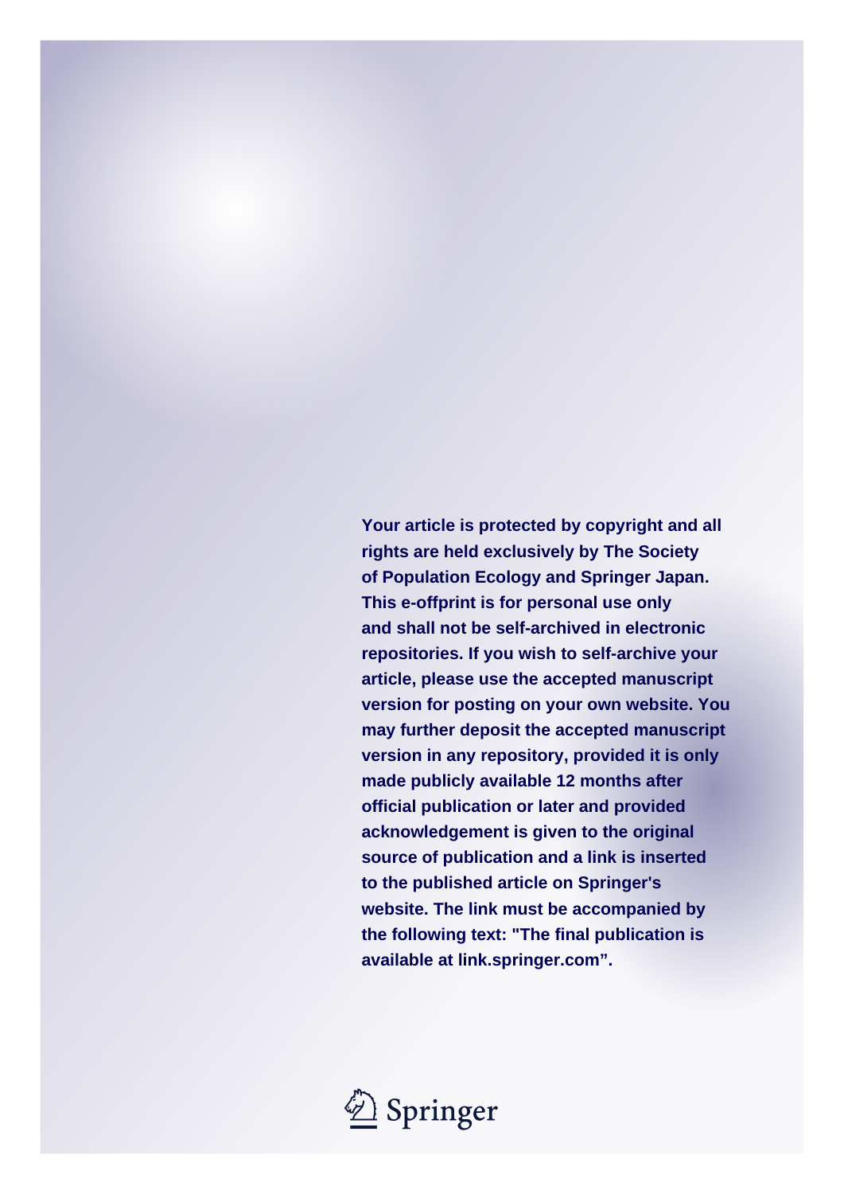Your article is protected by copyright and all rights are held exclusively by The Society of Population Ecology and Springer Japan. This e-offprint is for personal use only and shall not be self-archived in electronic repositories. If you wish to self-archive your article, please use the accepted manuscript version for posting on your own website. You may further deposit the accepted manuscript version in any repository, provided it is only made publicly available 12 months after official publication or later and provided acknowledgement is given to the original source of publication and a link is inserted to the published article on Springer's website. The link must be accompanied by the following text: "The final publication is available at link.springer.com".

Springer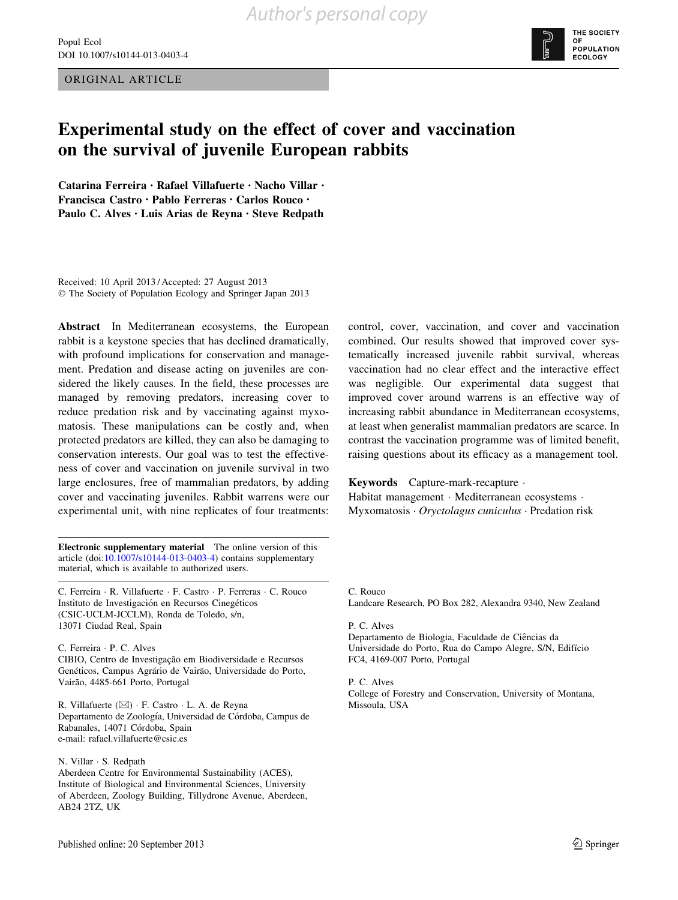ORIGINAL ARTICLE

# Experimental study on the effect of cover and vaccination on the survival of juvenile European rabbits

**Catarina Ferreira · Rafael Villafuerte · Nacho Villar · Francisca Castro · Pablo Ferreras · Carlos Rouco · Paulo C. Alves · Luis Arias de Reyna · Steve Redpath**

Received: 10 April 2013 / Accepted: 27 August 2013
© The Society of Population Ecology and Springer Japan 2013

**Abstract** In Mediterranean ecosystems, the European rabbit is a keystone species that has declined dramatically, with profound implications for conservation and management. Predation and disease acting on juveniles are considered the likely causes. In the field, these processes are managed by removing predators, increasing cover to reduce predation risk and by vaccinating against myxomatosis. These manipulations can be costly and, when protected predators are killed, they can also be damaging to conservation interests. Our goal was to test the effectiveness of cover and vaccination on juvenile survival in two large enclosures, free of mammalian predators, by adding cover and vaccinating juveniles. Rabbit warrens were our experimental unit, with nine replicates of four treatments: control, cover, vaccination, and cover and vaccination combined. Our results showed that improved cover systematically increased juvenile rabbit survival, whereas vaccination had no clear effect and the interactive effect was negligible. Our experimental data suggest that improved cover around warrens is an effective way of increasing rabbit abundance in Mediterranean ecosystems, at least when generalist mammalian predators are scarce. In contrast the vaccination programme was of limited benefit, raising questions about its efficacy as a management tool.

**Keywords** Capture-mark-recapture · Habitat management · Mediterranean ecosystems · Myxomatosis · *Oryctolagus cuniculus* · Predation risk

**Electronic supplementary material** The online version of this article (doi:10.1007/s10144-013-0403-4) contains supplementary material, which is available to authorized users.

C. Ferreira · R. Villafuerte · F. Castro · P. Ferreras · C. Rouco
Instituto de Investigación en Recursos Cinegéticos (CSIC-UCLM-JCCLM), Ronda de Toledo, s/n, 13071 Ciudad Real, Spain

C. Ferreira · P. C. Alves
CIBIO, Centro de Investigação em Biodiversidade e Recursos Genéticos, Campus Agrário de Vairão, Universidade do Porto, Vairão, 4485-661 Porto, Portugal

R. Villafuerte (✉) · F. Castro · L. A. de Reyna
Departamento de Zoología, Universidad de Córdoba, Campus de Rabanales, 14071 Córdoba, Spain
e-mail: rafael.villafuerte@csic.es

N. Villar · S. Redpath
Aberdeen Centre for Environmental Sustainability (ACES), Institute of Biological and Environmental Sciences, University of Aberdeen, Zoology Building, Tillydrone Avenue, Aberdeen, AB24 2TZ, UK

C. Rouco
Landcare Research, PO Box 282, Alexandra 9340, New Zealand

P. C. Alves
Departamento de Biologia, Faculdade de Ciências da Universidade do Porto, Rua do Campo Alegre, S/N, Edifício FC4, 4169-007 Porto, Portugal

P. C. Alves
College of Forestry and Conservation, University of Montana, Missoula, USA

Published online: 20 September 2013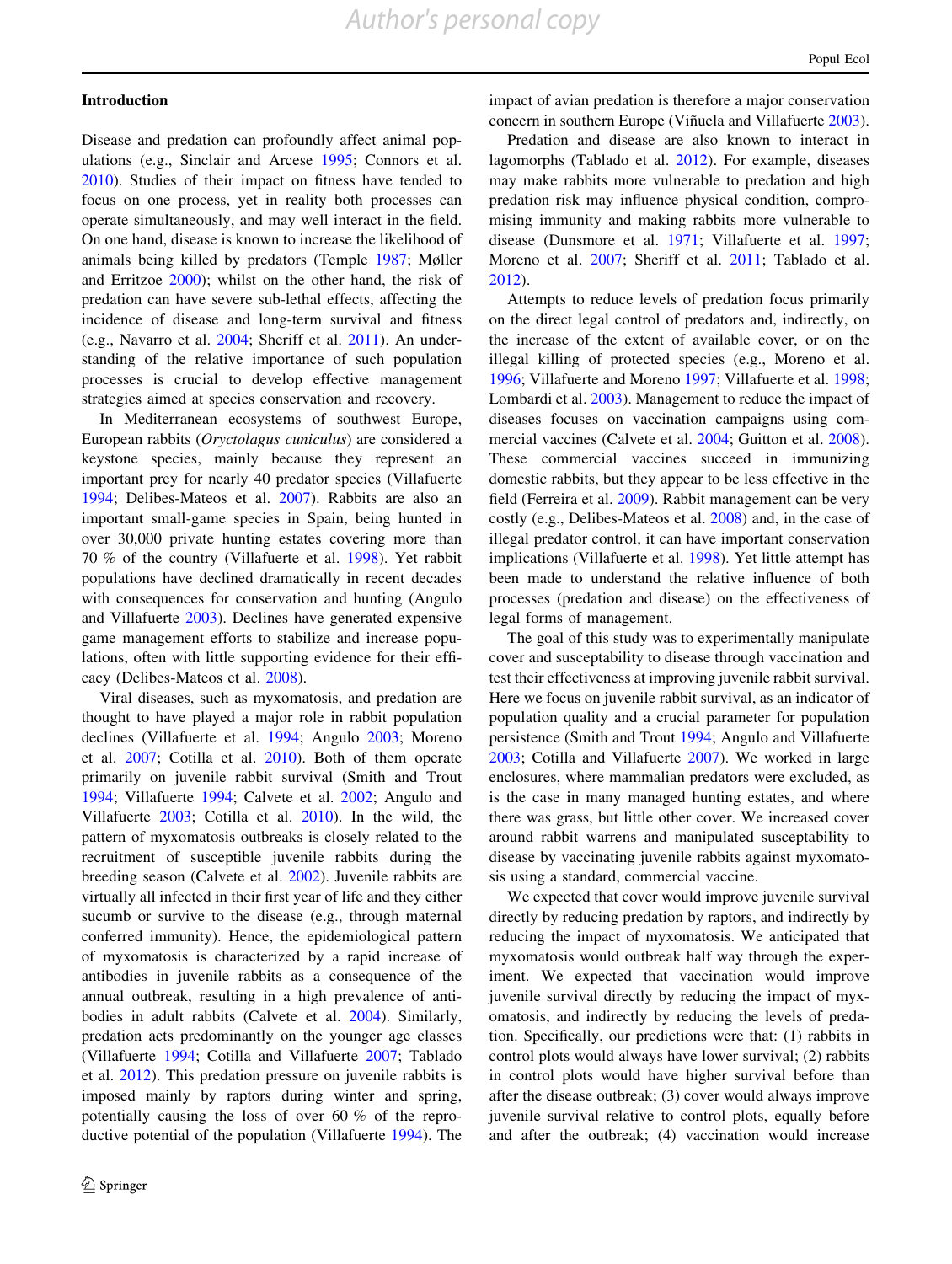## Introduction

Disease and predation can profoundly affect animal populations (e.g., Sinclair and Arcese 1995; Connors et al. 2010). Studies of their impact on fitness have tended to focus on one process, yet in reality both processes can operate simultaneously, and may well interact in the field. On one hand, disease is known to increase the likelihood of animals being killed by predators (Temple 1987; Møller and Erritzoe 2000); whilst on the other hand, the risk of predation can have severe sub-lethal effects, affecting the incidence of disease and long-term survival and fitness (e.g., Navarro et al. 2004; Sheriff et al. 2011). An understanding of the relative importance of such population processes is crucial to develop effective management strategies aimed at species conservation and recovery.

In Mediterranean ecosystems of southwest Europe, European rabbits (*Oryctolagus cuniculus*) are considered a keystone species, mainly because they represent an important prey for nearly 40 predator species (Villafuerte 1994; Delibes-Mateos et al. 2007). Rabbits are also an important small-game species in Spain, being hunted in over 30,000 private hunting estates covering more than 70 % of the country (Villafuerte et al. 1998). Yet rabbit populations have declined dramatically in recent decades with consequences for conservation and hunting (Angulo and Villafuerte 2003). Declines have generated expensive game management efforts to stabilize and increase populations, often with little supporting evidence for their efficacy (Delibes-Mateos et al. 2008).

Viral diseases, such as myxomatosis, and predation are thought to have played a major role in rabbit population declines (Villafuerte et al. 1994; Angulo 2003; Moreno et al. 2007; Cotilla et al. 2010). Both of them operate primarily on juvenile rabbit survival (Smith and Trout 1994; Villafuerte 1994; Calvete et al. 2002; Angulo and Villafuerte 2003; Cotilla et al. 2010). In the wild, the pattern of myxomatosis outbreaks is closely related to the recruitment of susceptible juvenile rabbits during the breeding season (Calvete et al. 2002). Juvenile rabbits are virtually all infected in their first year of life and they either sucumb or survive to the disease (e.g., through maternal conferred immunity). Hence, the epidemiological pattern of myxomatosis is characterized by a rapid increase of antibodies in juvenile rabbits as a consequence of the annual outbreak, resulting in a high prevalence of antibodies in adult rabbits (Calvete et al. 2004). Similarly, predation acts predominantly on the younger age classes (Villafuerte 1994; Cotilla and Villafuerte 2007; Tablado et al. 2012). This predation pressure on juvenile rabbits is imposed mainly by raptors during winter and spring, potentially causing the loss of over 60 % of the reproductive potential of the population (Villafuerte 1994). The impact of avian predation is therefore a major conservation concern in southern Europe (Viñuela and Villafuerte 2003).

Predation and disease are also known to interact in lagomorphs (Tablado et al. 2012). For example, diseases may make rabbits more vulnerable to predation and high predation risk may influence physical condition, compromising immunity and making rabbits more vulnerable to disease (Dunsmore et al. 1971; Villafuerte et al. 1997; Moreno et al. 2007; Sheriff et al. 2011; Tablado et al. 2012).

Attempts to reduce levels of predation focus primarily on the direct legal control of predators and, indirectly, on the increase of the extent of available cover, or on the illegal killing of protected species (e.g., Moreno et al. 1996; Villafuerte and Moreno 1997; Villafuerte et al. 1998; Lombardi et al. 2003). Management to reduce the impact of diseases focuses on vaccination campaigns using commercial vaccines (Calvete et al. 2004; Guitton et al. 2008). These commercial vaccines succeed in immunizing domestic rabbits, but they appear to be less effective in the field (Ferreira et al. 2009). Rabbit management can be very costly (e.g., Delibes-Mateos et al. 2008) and, in the case of illegal predator control, it can have important conservation implications (Villafuerte et al. 1998). Yet little attempt has been made to understand the relative influence of both processes (predation and disease) on the effectiveness of legal forms of management.

The goal of this study was to experimentally manipulate cover and susceptability to disease through vaccination and test their effectiveness at improving juvenile rabbit survival. Here we focus on juvenile rabbit survival, as an indicator of population quality and a crucial parameter for population persistence (Smith and Trout 1994; Angulo and Villafuerte 2003; Cotilla and Villafuerte 2007). We worked in large enclosures, where mammalian predators were excluded, as is the case in many managed hunting estates, and where there was grass, but little other cover. We increased cover around rabbit warrens and manipulated susceptibility to disease by vaccinating juvenile rabbits against myxomatosis using a standard, commercial vaccine.

We expected that cover would improve juvenile survival directly by reducing predation by raptors, and indirectly by reducing the impact of myxomatosis. We anticipated that myxomatosis would outbreak half way through the experiment. We expected that vaccination would improve juvenile survival directly by reducing the impact of myxomatosis, and indirectly by reducing the levels of predation. Specifically, our predictions were that: (1) rabbits in control plots would always have lower survival; (2) rabbits in control plots would have higher survival before than after the disease outbreak; (3) cover would always improve juvenile survival relative to control plots, equally before and after the outbreak; (4) vaccination would increase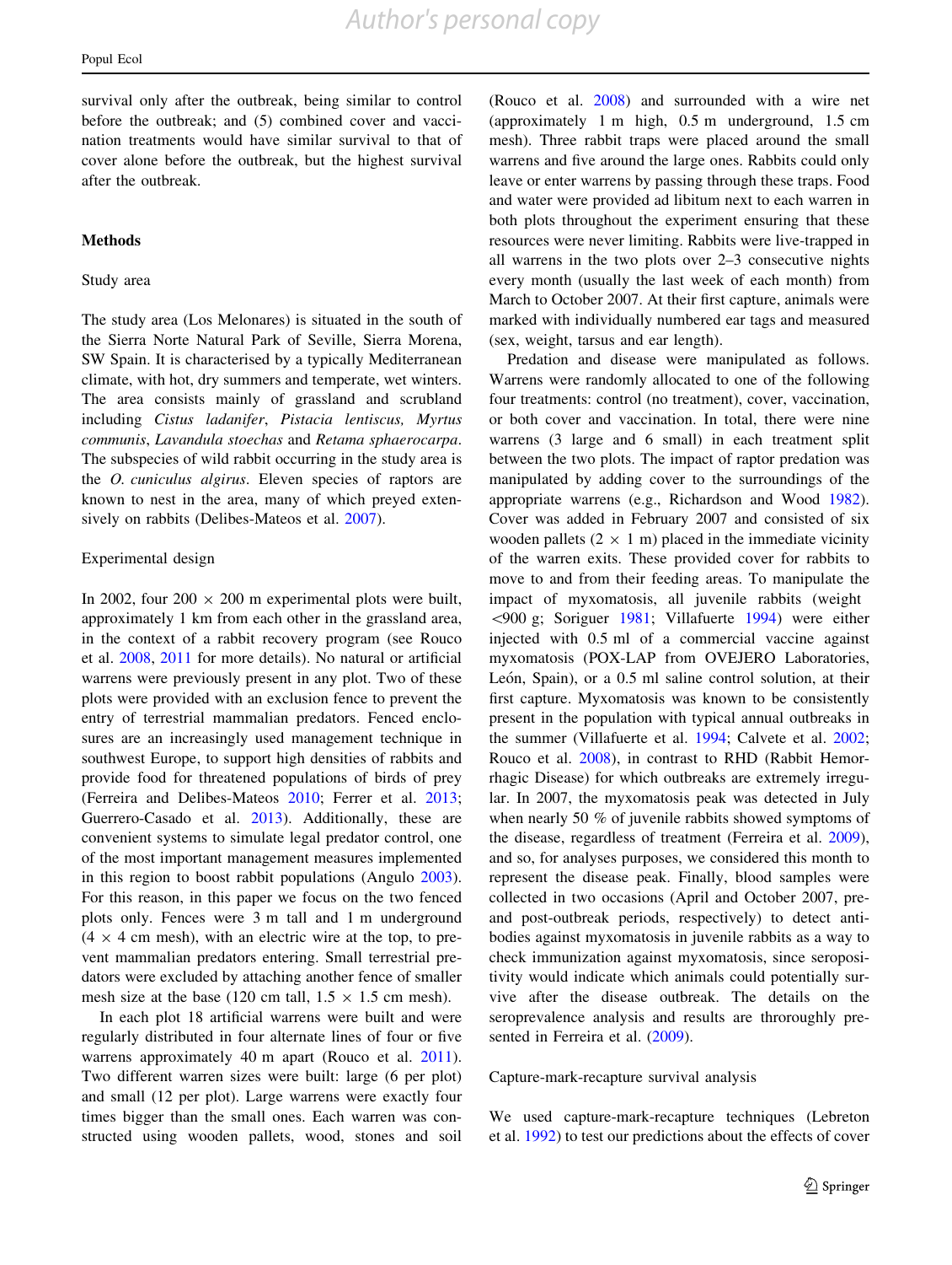survival only after the outbreak, being similar to control before the outbreak; and (5) combined cover and vaccination treatments would have similar survival to that of cover alone before the outbreak, but the highest survival after the outbreak.

## Methods

### Study area

The study area (Los Melonares) is situated in the south of the Sierra Norte Natural Park of Seville, Sierra Morena, SW Spain. It is characterised by a typically Mediterranean climate, with hot, dry summers and temperate, wet winters. The area consists mainly of grassland and scrubland including *Cistus ladanifer*, *Pistacia lentiscus*, *Myrtus communis*, *Lavandula stoechas* and *Retama sphaerocarpa*. The subspecies of wild rabbit occurring in the study area is the *O. cuniculus algirus*. Eleven species of raptors are known to nest in the area, many of which preyed extensively on rabbits (Delibes-Mateos et al. 2007).

### Experimental design

In 2002, four 200 × 200 m experimental plots were built, approximately 1 km from each other in the grassland area, in the context of a rabbit recovery program (see Rouco et al. 2008, 2011 for more details). No natural or artificial warrens were previously present in any plot. Two of these plots were provided with an exclusion fence to prevent the entry of terrestrial mammalian predators. Fenced enclosures are an increasingly used management technique in southwest Europe, to support high densities of rabbits and provide food for threatened populations of birds of prey (Ferreira and Delibes-Mateos 2010; Ferrer et al. 2013; Guerrero-Casado et al. 2013). Additionally, these are convenient systems to simulate legal predator control, one of the most important management measures implemented in this region to boost rabbit populations (Angulo 2003). For this reason, in this paper we focus on the two fenced plots only. Fences were 3 m tall and 1 m underground (4 × 4 cm mesh), with an electric wire at the top, to prevent mammalian predators entering. Small terrestrial predators were excluded by attaching another fence of smaller mesh size at the base (120 cm tall, 1.5 × 1.5 cm mesh).

In each plot 18 artificial warrens were built and were regularly distributed in four alternate lines of four or five warrens approximately 40 m apart (Rouco et al. 2011). Two different warren sizes were built: large (6 per plot) and small (12 per plot). Large warrens were exactly four times bigger than the small ones. Each warren was constructed using wooden pallets, wood, stones and soil (Rouco et al. 2008) and surrounded with a wire net (approximately 1 m high, 0.5 m underground, 1.5 cm mesh). Three rabbit traps were placed around the small warrens and five around the large ones. Rabbits could only leave or enter warrens by passing through these traps. Food and water were provided ad libitum next to each warren in both plots throughout the experiment ensuring that these resources were never limiting. Rabbits were live-trapped in all warrens in the two plots over 2–3 consecutive nights every month (usually the last week of each month) from March to October 2007. At their first capture, animals were marked with individually numbered ear tags and measured (sex, weight, tarsus and ear length).

Predation and disease were manipulated as follows. Warrens were randomly allocated to one of the following four treatments: control (no treatment), cover, vaccination, or both cover and vaccination. In total, there were nine warrens (3 large and 6 small) in each treatment split between the two plots. The impact of raptor predation was manipulated by adding cover to the surroundings of the appropriate warrens (e.g., Richardson and Wood 1982). Cover was added in February 2007 and consisted of six wooden pallets (2 × 1 m) placed in the immediate vicinity of the warren exits. These provided cover for rabbits to move to and from their feeding areas. To manipulate the impact of myxomatosis, all juvenile rabbits (weight <900 g; Soriguer 1981; Villafuerte 1994) were either injected with 0.5 ml of a commercial vaccine against myxomatosis (POX-LAP from OVEJERO Laboratories, León, Spain), or a 0.5 ml saline control solution, at their first capture. Myxomatosis was known to be consistently present in the population with typical annual outbreaks in the summer (Villafuerte et al. 1994; Calvete et al. 2002; Rouco et al. 2008), in contrast to RHD (Rabbit Hemorrhagic Disease) for which outbreaks are extremely irregular. In 2007, the myxomatosis peak was detected in July when nearly 50 % of juvenile rabbits showed symptoms of the disease, regardless of treatment (Ferreira et al. 2009), and so, for analyses purposes, we considered this month to represent the disease peak. Finally, blood samples were collected in two occasions (April and October 2007, pre- and post-outbreak periods, respectively) to detect antibodies against myxomatosis in juvenile rabbits as a way to check immunization against myxomatosis, since seropositivity would indicate which animals could potentially survive after the disease outbreak. The details on the seroprevalence analysis and results are throroughly presented in Ferreira et al. (2009).

### Capture-mark-recapture survival analysis

We used capture-mark-recapture techniques (Lebreton et al. 1992) to test our predictions about the effects of cover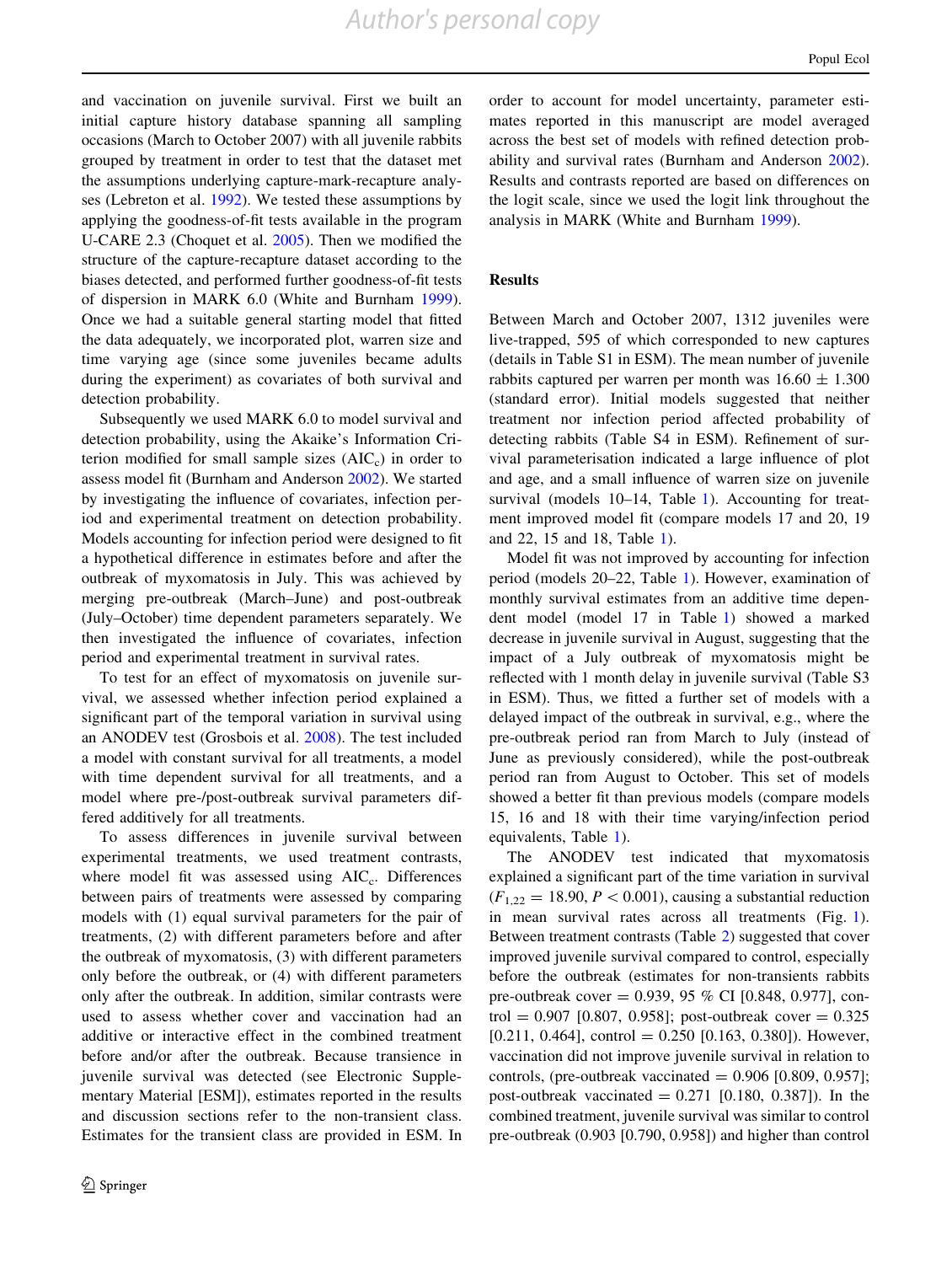and vaccination on juvenile survival. First we built an initial capture history database spanning all sampling occasions (March to October 2007) with all juvenile rabbits grouped by treatment in order to test that the dataset met the assumptions underlying capture-mark-recapture analyses (Lebreton et al. 1992). We tested these assumptions by applying the goodness-of-fit tests available in the program U-CARE 2.3 (Choquet et al. 2005). Then we modified the structure of the capture-recapture dataset according to the biases detected, and performed further goodness-of-fit tests of dispersion in MARK 6.0 (White and Burnham 1999). Once we had a suitable general starting model that fitted the data adequately, we incorporated plot, warren size and time varying age (since some juveniles became adults during the experiment) as covariates of both survival and detection probability.

Subsequently we used MARK 6.0 to model survival and detection probability, using the Akaike's Information Criterion modified for small sample sizes ($AIC_c$) in order to assess model fit (Burnham and Anderson 2002). We started by investigating the influence of covariates, infection period and experimental treatment on detection probability. Models accounting for infection period were designed to fit a hypothetical difference in estimates before and after the outbreak of myxomatosis in July. This was achieved by merging pre-outbreak (March–June) and post-outbreak (July–October) time dependent parameters separately. We then investigated the influence of covariates, infection period and experimental treatment in survival rates.

To test for an effect of myxomatosis on juvenile survival, we assessed whether infection period explained a significant part of the temporal variation in survival using an ANODEV test (Grosbois et al. 2008). The test included a model with constant survival for all treatments, a model with time dependent survival for all treatments, and a model where pre-/post-outbreak survival parameters differed additively for all treatments.

To assess differences in juvenile survival between experimental treatments, we used treatment contrasts, where model fit was assessed using $AIC_c$. Differences between pairs of treatments were assessed by comparing models with (1) equal survival parameters for the pair of treatments, (2) with different parameters before and after the outbreak of myxomatosis, (3) with different parameters only before the outbreak, or (4) with different parameters only after the outbreak. In addition, similar contrasts were used to assess whether cover and vaccination had an additive or interactive effect in the combined treatment before and/or after the outbreak. Because transience in juvenile survival was detected (see Electronic Supplementary Material [ESM]), estimates reported in the results and discussion sections refer to the non-transient class. Estimates for the transient class are provided in ESM. In order to account for model uncertainty, parameter estimates reported in this manuscript are model averaged across the best set of models with refined detection probability and survival rates (Burnham and Anderson 2002). Results and contrasts reported are based on differences on the logit scale, since we used the logit link throughout the analysis in MARK (White and Burnham 1999).

## Results

Between March and October 2007, 1312 juveniles were live-trapped, 595 of which corresponded to new captures (details in Table S1 in ESM). The mean number of juvenile rabbits captured per warren per month was $16.60 \pm 1.300$ (standard error). Initial models suggested that neither treatment nor infection period affected probability of detecting rabbits (Table S4 in ESM). Refinement of survival parameterisation indicated a large influence of plot and age, and a small influence of warren size on juvenile survival (models 10–14, Table 1). Accounting for treatment improved model fit (compare models 17 and 20, 19 and 22, 15 and 18, Table 1).

Model fit was not improved by accounting for infection period (models 20–22, Table 1). However, examination of monthly survival estimates from an additive time dependent model (model 17 in Table 1) showed a marked decrease in juvenile survival in August, suggesting that the impact of a July outbreak of myxomatosis might be reflected with 1 month delay in juvenile survival (Table S3 in ESM). Thus, we fitted a further set of models with a delayed impact of the outbreak in survival, e.g., where the pre-outbreak period ran from March to July (instead of June as previously considered), while the post-outbreak period ran from August to October. This set of models showed a better fit than previous models (compare models 15, 16 and 18 with their time varying/infection period equivalents, Table 1).

The ANODEV test indicated that myxomatosis explained a significant part of the time variation in survival ($F_{1,22} = 18.90$, $P < 0.001$), causing a substantial reduction in mean survival rates across all treatments (Fig. 1). Between treatment contrasts (Table 2) suggested that cover improved juvenile survival compared to control, especially before the outbreak (estimates for non-transients rabbits pre-outbreak cover = 0.939, 95 % CI [0.848, 0.977], control = 0.907 [0.807, 0.958]; post-outbreak cover = 0.325 [0.211, 0.464], control = 0.250 [0.163, 0.380]). However, vaccination did not improve juvenile survival in relation to controls, (pre-outbreak vaccinated = 0.906 [0.809, 0.957]; post-outbreak vaccinated = 0.271 [0.180, 0.387]). In the combined treatment, juvenile survival was similar to control pre-outbreak (0.903 [0.790, 0.958]) and higher than control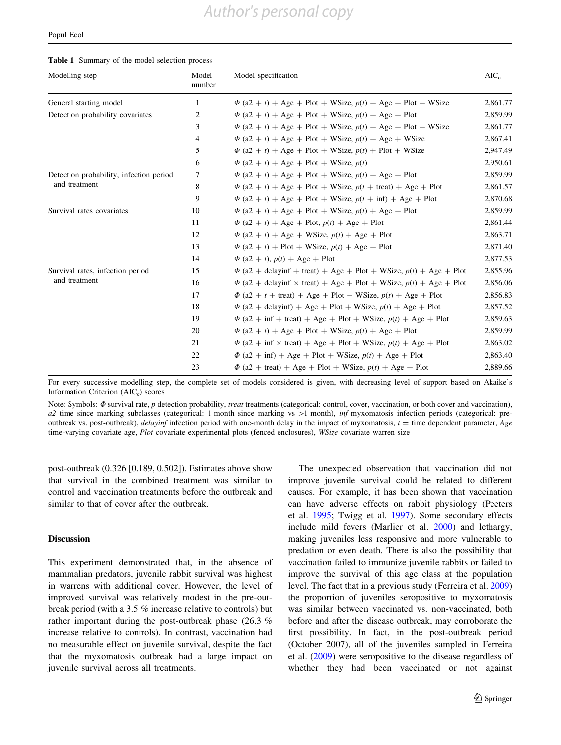**Table 1** Summary of the model selection process

| Modelling step | Model number | Model specification | AIC$_c$ |
|---|---|---|---|
| General starting model | 1 | $\Phi$ (a2 + $t$) + Age + Plot + WSize, $p(t)$ + Age + Plot + WSize | 2,861.77 |
| Detection probability covariates | 2 | $\Phi$ (a2 + $t$) + Age + Plot + WSize, $p(t)$ + Age + Plot | 2,859.99 |
| | 3 | $\Phi$ (a2 + $t$) + Age + Plot + WSize, $p(t)$ + Age + Plot + WSize | 2,861.77 |
| | 4 | $\Phi$ (a2 + $t$) + Age + Plot + WSize, $p(t)$ + Age + WSize | 2,867.41 |
| | 5 | $\Phi$ (a2 + $t$) + Age + Plot + WSize, $p(t)$ + Plot + WSize | 2,947.49 |
| | 6 | $\Phi$ (a2 + $t$) + Age + Plot + WSize, $p(t)$ | 2,950.61 |
| Detection probability, infection period and treatment | 7 | $\Phi$ (a2 + $t$) + Age + Plot + WSize, $p(t)$ + Age + Plot | 2,859.99 |
| | 8 | $\Phi$ (a2 + $t$) + Age + Plot + WSize, $p(t$ + treat) + Age + Plot | 2,861.57 |
| | 9 | $\Phi$ (a2 + $t$) + Age + Plot + WSize, $p(t$ + inf) + Age + Plot | 2,870.68 |
| Survival rates covariates | 10 | $\Phi$ (a2 + $t$) + Age + Plot + WSize, $p(t)$ + Age + Plot | 2,859.99 |
| | 11 | $\Phi$ (a2 + $t$) + Age + Plot, $p(t)$ + Age + Plot | 2,861.44 |
| | 12 | $\Phi$ (a2 + $t$) + Age + WSize, $p(t)$ + Age + Plot | 2,863.71 |
| | 13 | $\Phi$ (a2 + $t$) + Plot + WSize, $p(t)$ + Age + Plot | 2,871.40 |
| | 14 | $\Phi$ (a2 + $t$), $p(t)$ + Age + Plot | 2,877.53 |
| Survival rates, infection period and treatment | 15 | $\Phi$ (a2 + delayinf + treat) + Age + Plot + WSize, $p(t)$ + Age + Plot | 2,855.96 |
| | 16 | $\Phi$ (a2 + delayinf × treat) + Age + Plot + WSize, $p(t)$ + Age + Plot | 2,856.06 |
| | 17 | $\Phi$ (a2 + $t$ + treat) + Age + Plot + WSize, $p(t)$ + Age + Plot | 2,856.83 |
| | 18 | $\Phi$ (a2 + delayinf) + Age + Plot + WSize, $p(t)$ + Age + Plot | 2,857.52 |
| | 19 | $\Phi$ (a2 + inf + treat) + Age + Plot + WSize, $p(t)$ + Age + Plot | 2,859.63 |
| | 20 | $\Phi$ (a2 + $t$) + Age + Plot + WSize, $p(t)$ + Age + Plot | 2,859.99 |
| | 21 | $\Phi$ (a2 + inf × treat) + Age + Plot + WSize, $p(t)$ + Age + Plot | 2,863.02 |
| | 22 | $\Phi$ (a2 + inf) + Age + Plot + WSize, $p(t)$ + Age + Plot | 2,863.40 |
| | 23 | $\Phi$ (a2 + treat) + Age + Plot + WSize, $p(t)$ + Age + Plot | 2,889.66 |

For every successive modelling step, the complete set of models considered is given, with decreasing level of support based on Akaike's Information Criterion (AIC$_c$) scores

Note: Symbols: $\Phi$ survival rate, $p$ detection probability, *treat* treatments (categorical: control, cover, vaccination, or both cover and vaccination), *a2* time since marking subclasses (categorical: 1 month since marking vs >1 month), *inf* myxomatosis infection periods (categorical: pre-outbreak vs. post-outbreak), *delayinf* infection period with one-month delay in the impact of myxomatosis, $t$ = time dependent parameter, *Age* time-varying covariate age, *Plot* covariate experimental plots (fenced enclosures), *WSize* covariate warren size

post-outbreak (0.326 [0.189, 0.502]). Estimates above show that survival in the combined treatment was similar to control and vaccination treatments before the outbreak and similar to that of cover after the outbreak.

## Discussion

This experiment demonstrated that, in the absence of mammalian predators, juvenile rabbit survival was highest in warrens with additional cover. However, the level of improved survival was relatively modest in the pre-outbreak period (with a 3.5 % increase relative to controls) but rather important during the post-outbreak phase (26.3 % increase relative to controls). In contrast, vaccination had no measurable effect on juvenile survival, despite the fact that the myxomatosis outbreak had a large impact on juvenile survival across all treatments.

The unexpected observation that vaccination did not improve juvenile survival could be related to different causes. For example, it has been shown that vaccination can have adverse effects on rabbit physiology (Peeters et al. 1995; Twigg et al. 1997). Some secondary effects include mild fevers (Marlier et al. 2000) and lethargy, making juveniles less responsive and more vulnerable to predation or even death. There is also the possibility that vaccination failed to immunize juvenile rabbits or failed to improve the survival of this age class at the population level. The fact that in a previous study (Ferreira et al. 2009) the proportion of juveniles seropositive to myxomatosis was similar between vaccinated vs. non-vaccinated, both before and after the disease outbreak, may corroborate the first possibility. In fact, in the post-outbreak period (October 2007), all of the juveniles sampled in Ferreira et al. (2009) were seropositive to the disease regardless of whether they had been vaccinated or not against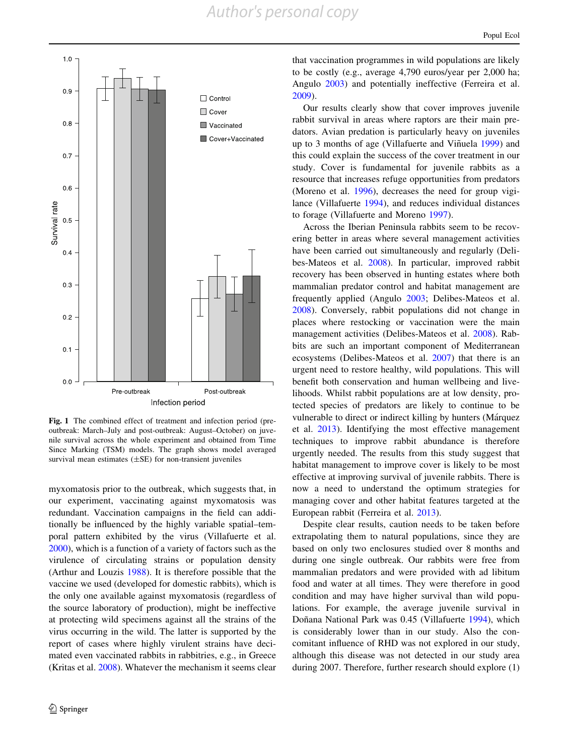**Fig. 1** The combined effect of treatment and infection period (pre-outbreak: March–July and post-outbreak: August–October) on juvenile survival across the whole experiment and obtained from Time Since Marking (TSM) models. The graph shows model averaged survival mean estimates (±SE) for non-transient juveniles

myxomatosis prior to the outbreak, which suggests that, in our experiment, vaccinating against myxomatosis was redundant. Vaccination campaigns in the field can additionally be influenced by the highly variable spatial–temporal pattern exhibited by the virus (Villafuerte et al. 2000), which is a function of a variety of factors such as the virulence of circulating strains or population density (Arthur and Louzis 1988). It is therefore possible that the vaccine we used (developed for domestic rabbits), which is the only one available against myxomatosis (regardless of the source laboratory of production), might be ineffective at protecting wild specimens against all the strains of the virus occurring in the wild. The latter is supported by the report of cases where highly virulent strains have decimated even vaccinated rabbits in rabbitries, e.g., in Greece (Kritas et al. 2008). Whatever the mechanism it seems clear that vaccination programmes in wild populations are likely to be costly (e.g., average 4,790 euros/year per 2,000 ha; Angulo 2003) and potentially ineffective (Ferreira et al. 2009).

Our results clearly show that cover improves juvenile rabbit survival in areas where raptors are their main predators. Avian predation is particularly heavy on juveniles up to 3 months of age (Villafuerte and Viñuela 1999) and this could explain the success of the cover treatment in our study. Cover is fundamental for juvenile rabbits as a resource that increases refuge opportunities from predators (Moreno et al. 1996), decreases the need for group vigilance (Villafuerte 1994), and reduces individual distances to forage (Villafuerte and Moreno 1997).

Across the Iberian Peninsula rabbits seem to be recovering better in areas where several management activities have been carried out simultaneously and regularly (Delibes-Mateos et al. 2008). In particular, improved rabbit recovery has been observed in hunting estates where both mammalian predator control and habitat management are frequently applied (Angulo 2003; Delibes-Mateos et al. 2008). Conversely, rabbit populations did not change in places where restocking or vaccination were the main management activities (Delibes-Mateos et al. 2008). Rabbits are such an important component of Mediterranean ecosystems (Delibes-Mateos et al. 2007) that there is an urgent need to restore healthy, wild populations. This will benefit both conservation and human wellbeing and livelihoods. Whilst rabbit populations are at low density, protected species of predators are likely to continue to be vulnerable to direct or indirect killing by hunters (Márquez et al. 2013). Identifying the most effective management techniques to improve rabbit abundance is therefore urgently needed. The results from this study suggest that habitat management to improve cover is likely to be most effective at improving survival of juvenile rabbits. There is now a need to understand the optimum strategies for managing cover and other habitat features targeted at the European rabbit (Ferreira et al. 2013).

Despite clear results, caution needs to be taken before extrapolating them to natural populations, since they are based on only two enclosures studied over 8 months and during one single outbreak. Our rabbits were free from mammalian predators and were provided with ad libitum food and water at all times. They were therefore in good condition and may have higher survival than wild populations. For example, the average juvenile survival in Doñana National Park was 0.45 (Villafuerte 1994), which is considerably lower than in our study. Also the concomitant influence of RHD was not explored in our study, although this disease was not detected in our study area during 2007. Therefore, further research should explore (1)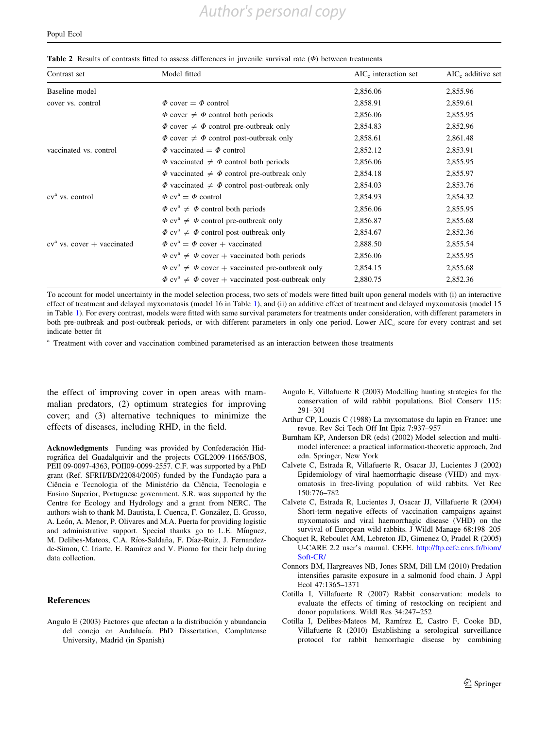**Table 2** Results of contrasts fitted to assess differences in juvenile survival rate ($\Phi$) between treatments

| Contrast set | Model fitted | AIC$_c$ interaction set | AIC$_c$ additive set |
|---|---|---|---|
| Baseline model | | 2,856.06 | 2,855.96 |
| cover vs. control | $\Phi$ cover = $\Phi$ control | 2,858.91 | 2,859.61 |
| | $\Phi$ cover ≠ $\Phi$ control both periods | 2,856.06 | 2,855.95 |
| | $\Phi$ cover ≠ $\Phi$ control pre-outbreak only | 2,854.83 | 2,852.96 |
| | $\Phi$ cover ≠ $\Phi$ control post-outbreak only | 2,858.61 | 2,861.48 |
| vaccinated vs. control | $\Phi$ vaccinated = $\Phi$ control | 2,852.12 | 2,853.91 |
| | $\Phi$ vaccinated ≠ $\Phi$ control both periods | 2,856.06 | 2,855.95 |
| | $\Phi$ vaccinated ≠ $\Phi$ control pre-outbreak only | 2,854.18 | 2,855.97 |
| | $\Phi$ vaccinated ≠ $\Phi$ control post-outbreak only | 2,854.03 | 2,853.76 |
| cv[a] vs. control | $\Phi$ cv[a] = $\Phi$ control | 2,854.93 | 2,854.32 |
| | $\Phi$ cv[a] ≠ $\Phi$ control both periods | 2,856.06 | 2,855.95 |
| | $\Phi$ cv[a] ≠ $\Phi$ control pre-outbreak only | 2,856.87 | 2,855.68 |
| | $\Phi$ cv[a] ≠ $\Phi$ control post-outbreak only | 2,854.67 | 2,852.36 |
| cv[a] vs. cover + vaccinated | $\Phi$ cv[a] = $\Phi$ cover + vaccinated | 2,888.50 | 2,855.54 |
| | $\Phi$ cv[a] ≠ $\Phi$ cover + vaccinated both periods | 2,856.06 | 2,855.95 |
| | $\Phi$ cv[a] ≠ $\Phi$ cover + vaccinated pre-outbreak only | 2,854.15 | 2,855.68 |
| | $\Phi$ cv[a] ≠ $\Phi$ cover + vaccinated post-outbreak only | 2,880.75 | 2,852.36 |

To account for model uncertainty in the model selection process, two sets of models were fitted built upon general models with (i) an interactive effect of treatment and delayed myxomatosis (model 16 in Table 1), and (ii) an additive effect of treatment and delayed myxomatosis (model 15 in Table 1). For every contrast, models were fitted with same survival parameters for treatments under consideration, with different parameters in both pre-outbreak and post-outbreak periods, or with different parameters in only one period. Lower AIC$_c$ score for every contrast and set indicate better fit

[a] Treatment with cover and vaccination combined parameterised as an interaction between those treatments

the effect of improving cover in open areas with mammalian predators, (2) optimum strategies for improving cover; and (3) alternative techniques to minimize the effects of diseases, including RHD, in the field.

**Acknowledgments** Funding was provided by Confederación Hidrográfica del Guadalquivir and the projects CGL2009-11665/BOS, PEII 09-0097-4363, POII09-0099-2557. C.F. was supported by a PhD grant (Ref. SFRH/BD/22084/2005) funded by the Fundação para a Ciência e Tecnologia of the Ministério da Ciência, Tecnologia e Ensino Superior, Portuguese government. S.R. was supported by the Centre for Ecology and Hydrology and a grant from NERC. The authors wish to thank M. Bautista, I. Cuenca, F. González, E. Grosso, A. León, A. Menor, P. Olivares and M.A. Puerta for providing logistic and administrative support. Special thanks go to L.E. Mínguez, M. Delibes-Mateos, C.A. Ríos-Saldaña, F. Díaz-Ruiz, J. Fernandez-de-Simon, C. Iriarte, E. Ramírez and V. Piorno for their help during data collection.

## References

Angulo E (2003) Factores que afectan a la distribución y abundancia del conejo en Andalucía. PhD Dissertation, Complutense University, Madrid (in Spanish)

Angulo E, Villafuerte R (2003) Modelling hunting strategies for the conservation of wild rabbit populations. Biol Conserv 115: 291–301

Arthur CP, Louzis C (1988) La myxomatose du lapin en France: une revue. Rev Sci Tech Off Int Epiz 7:937–957

Burnham KP, Anderson DR (eds) (2002) Model selection and multimodel inference: a practical information-theoretic approach, 2nd edn. Springer, New York

Calvete C, Estrada R, Villafuerte R, Osacar JJ, Lucientes J (2002) Epidemiology of viral haemorrhagic disease (VHD) and myxomatosis in free-living population of wild rabbits. Vet Rec 150:776–782

Calvete C, Estrada R, Lucientes J, Osacar JJ, Villafuerte R (2004) Short-term negative effects of vaccination campaigns against myxomatosis and viral haemorrhagic disease (VHD) on the survival of European wild rabbits. J Wildl Manage 68:198–205

Choquet R, Reboulet AM, Lebreton JD, Gimenez O, Pradel R (2005) U-CARE 2.2 user's manual. CEFE. http://ftp.cefe.cnrs.fr/biom/Soft-CR/

Connors BM, Hargreaves NB, Jones SRM, Dill LM (2010) Predation intensifies parasite exposure in a salmonid food chain. J Appl Ecol 47:1365–1371

Cotilla I, Villafuerte R (2007) Rabbit conservation: models to evaluate the effects of timing of restocking on recipient and donor populations. Wildl Res 34:247–252

Cotilla I, Delibes-Mateos M, Ramírez E, Castro F, Cooke BD, Villafuerte R (2010) Establishing a serological surveillance protocol for rabbit hemorrhagic disease by combining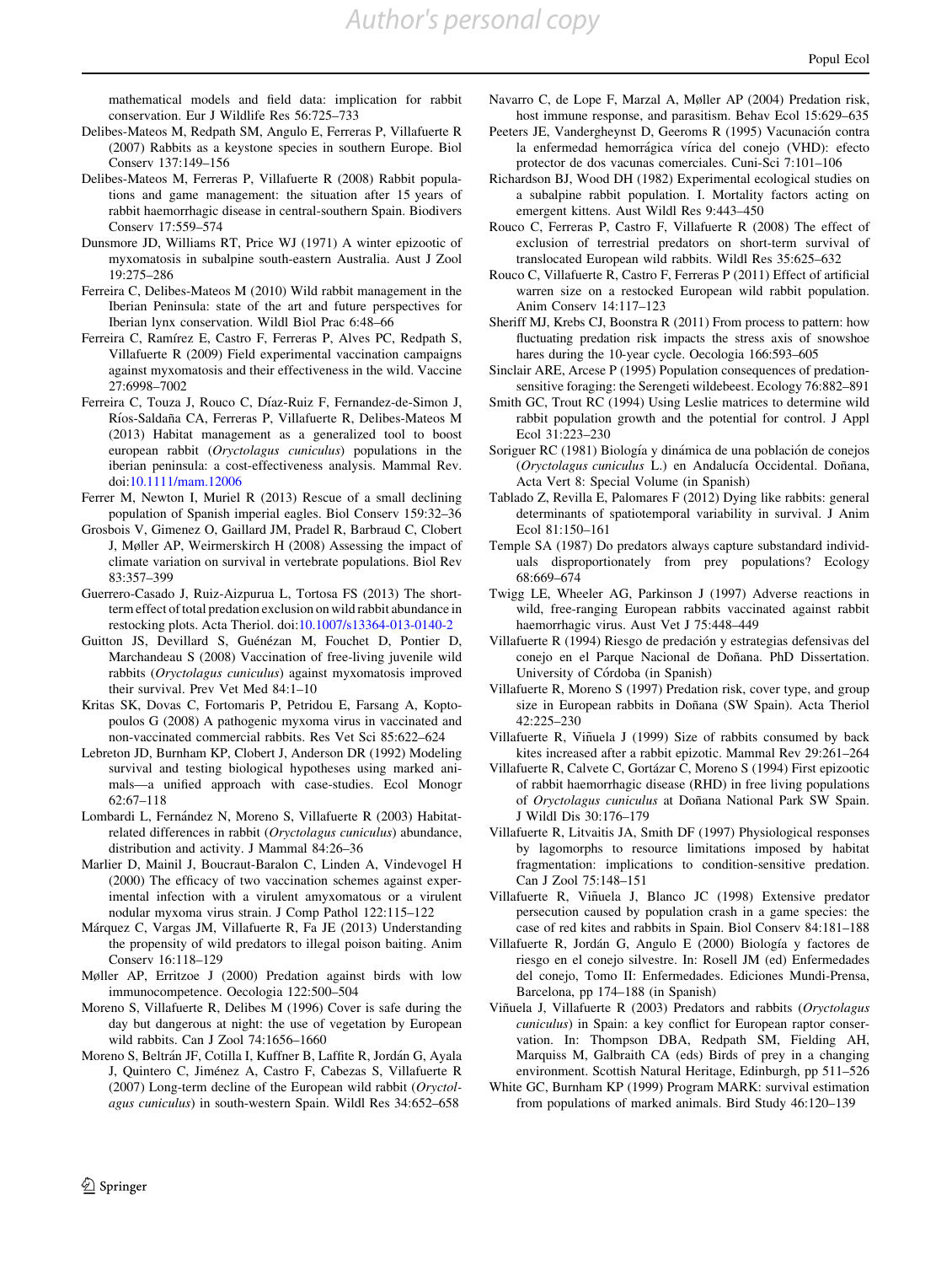mathematical models and field data: implication for rabbit conservation. Eur J Wildlife Res 56:725–733

Delibes-Mateos M, Redpath SM, Angulo E, Ferreras P, Villafuerte R (2007) Rabbits as a keystone species in southern Europe. Biol Conserv 137:149–156

Delibes-Mateos M, Ferreras P, Villafuerte R (2008) Rabbit populations and game management: the situation after 15 years of rabbit haemorrhagic disease in central-southern Spain. Biodivers Conserv 17:559–574

Dunsmore JD, Williams RT, Price WJ (1971) A winter epizootic of myxomatosis in subalpine south-eastern Australia. Aust J Zool 19:275–286

Ferreira C, Delibes-Mateos M (2010) Wild rabbit management in the Iberian Peninsula: state of the art and future perspectives for Iberian lynx conservation. Wildl Biol Prac 6:48–66

Ferreira C, Ramírez E, Castro F, Ferreras P, Alves PC, Redpath S, Villafuerte R (2009) Field experimental vaccination campaigns against myxomatosis and their effectiveness in the wild. Vaccine 27:6998–7002

Ferreira C, Touza J, Rouco C, Díaz-Ruiz F, Fernandez-de-Simon J, Ríos-Saldaña CA, Ferreras P, Villafuerte R, Delibes-Mateos M (2013) Habitat management as a generalized tool to boost european rabbit (*Oryctolagus cuniculus*) populations in the iberian peninsula: a cost-effectiveness analysis. Mammal Rev. doi:10.1111/mam.12006

Ferrer M, Newton I, Muriel R (2013) Rescue of a small declining population of Spanish imperial eagles. Biol Conserv 159:32–36

Grosbois V, Gimenez O, Gaillard JM, Pradel R, Barbraud C, Clobert J, Møller AP, Weirmerskirch H (2008) Assessing the impact of climate variation on survival in vertebrate populations. Biol Rev 83:357–399

Guerrero-Casado J, Ruiz-Aizpurua L, Tortosa FS (2013) The short-term effect of total predation exclusion on wild rabbit abundance in restocking plots. Acta Theriol. doi:10.1007/s13364-013-0140-2

Guitton JS, Devillard S, Guénézan M, Fouchet D, Pontier D, Marchandeau S (2008) Vaccination of free-living juvenile wild rabbits (*Oryctolagus cuniculus*) against myxomatosis improved their survival. Prev Vet Med 84:1–10

Kritas SK, Dovas C, Fortomaris P, Petridou E, Farsang A, Koptopoulos G (2008) A pathogenic myxoma virus in vaccinated and non-vaccinated commercial rabbits. Res Vet Sci 85:622–624

Lebreton JD, Burnham KP, Clobert J, Anderson DR (1992) Modeling survival and testing biological hypotheses using marked animals—a unified approach with case-studies. Ecol Monogr 62:67–118

Lombardi L, Fernández N, Moreno S, Villafuerte R (2003) Habitat-related differences in rabbit (*Oryctolagus cuniculus*) abundance, distribution and activity. J Mammal 84:26–36

Marlier D, Mainil J, Boucraut-Baralon C, Linden A, Vindevogel H (2000) The efficacy of two vaccination schemes against experimental infection with a virulent amyxomatous or a virulent nodular myxoma virus strain. J Comp Pathol 122:115–122

Márquez C, Vargas JM, Villafuerte R, Fa JE (2013) Understanding the propensity of wild predators to illegal poison baiting. Anim Conserv 16:118–129

Møller AP, Erritzoe J (2000) Predation against birds with low immunocompetence. Oecologia 122:500–504

Moreno S, Villafuerte R, Delibes M (1996) Cover is safe during the day but dangerous at night: the use of vegetation by European wild rabbits. Can J Zool 74:1656–1660

Moreno S, Beltrán JF, Cotilla I, Kuffner B, Laffite R, Jordán G, Ayala J, Quintero C, Jiménez A, Castro F, Cabezas S, Villafuerte R (2007) Long-term decline of the European wild rabbit (*Oryctolagus cuniculus*) in south-western Spain. Wildl Res 34:652–658

Navarro C, de Lope F, Marzal A, Møller AP (2004) Predation risk, host immune response, and parasitism. Behav Ecol 15:629–635

Peeters JE, Vandergheynst D, Geeroms R (1995) Vacunación contra la enfermedad hemorrágica vírica del conejo (VHD): efecto protector de dos vacunas comerciales. Cuni-Sci 7:101–106

Richardson BJ, Wood DH (1982) Experimental ecological studies on a subalpine rabbit population. I. Mortality factors acting on emergent kittens. Aust Wildl Res 9:443–450

Rouco C, Ferreras P, Castro F, Villafuerte R (2008) The effect of exclusion of terrestrial predators on short-term survival of translocated European wild rabbits. Wildl Res 35:625–632

Rouco C, Villafuerte R, Castro F, Ferreras P (2011) Effect of artificial warren size on a restocked European wild rabbit population. Anim Conserv 14:117–123

Sheriff MJ, Krebs CJ, Boonstra R (2011) From process to pattern: how fluctuating predation risk impacts the stress axis of snowshoe hares during the 10-year cycle. Oecologia 166:593–605

Sinclair ARE, Arcese P (1995) Population consequences of predation-sensitive foraging: the Serengeti wildebeest. Ecology 76:882–891

Smith GC, Trout RC (1994) Using Leslie matrices to determine wild rabbit population growth and the potential for control. J Appl Ecol 31:223–230

Soriguer RC (1981) Biología y dinámica de una población de conejos (*Oryctolagus cuniculus* L.) en Andalucía Occidental. Doñana, Acta Vert 8: Special Volume (in Spanish)

Tablado Z, Revilla E, Palomares F (2012) Dying like rabbits: general determinants of spatiotemporal variability in survival. J Anim Ecol 81:150–161

Temple SA (1987) Do predators always capture substandard individuals disproportionately from prey populations? Ecology 68:669–674

Twigg LE, Wheeler AG, Parkinson J (1997) Adverse reactions in wild, free-ranging European rabbits vaccinated against rabbit haemorrhagic virus. Aust Vet J 75:448–449

Villafuerte R (1994) Riesgo de predación y estrategias defensivas del conejo en el Parque Nacional de Doñana. PhD Dissertation. University of Córdoba (in Spanish)

Villafuerte R, Moreno S (1997) Predation risk, cover type, and group size in European rabbits in Doñana (SW Spain). Acta Theriol 42:225–230

Villafuerte R, Viñuela J (1999) Size of rabbits consumed by back kites increased after a rabbit epizotic. Mammal Rev 29:261–264

Villafuerte R, Calvete C, Gortázar C, Moreno S (1994) First epizootic of rabbit haemorrhagic disease (RHD) in free living populations of *Oryctolagus cuniculus* at Doñana National Park SW Spain. J Wildl Dis 30:176–179

Villafuerte R, Litvaitis JA, Smith DF (1997) Physiological responses by lagomorphs to resource limitations imposed by habitat fragmentation: implications to condition-sensitive predation. Can J Zool 75:148–151

Villafuerte R, Viñuela J, Blanco JC (1998) Extensive predator persecution caused by population crash in a game species: the case of red kites and rabbits in Spain. Biol Conserv 84:181–188

Villafuerte R, Jordán G, Angulo E (2000) Biología y factores de riesgo en el conejo silvestre. In: Rosell JM (ed) Enfermedades del conejo, Tomo II: Enfermedades. Ediciones Mundi-Prensa, Barcelona, pp 174–188 (in Spanish)

Viñuela J, Villafuerte R (2003) Predators and rabbits (*Oryctolagus cuniculus*) in Spain: a key conflict for European raptor conservation. In: Thompson DBA, Redpath SM, Fielding AH, Marquiss M, Galbraith CA (eds) Birds of prey in a changing environment. Scottish Natural Heritage, Edinburgh, pp 511–526

White GC, Burnham KP (1999) Program MARK: survival estimation from populations of marked animals. Bird Study 46:120–139